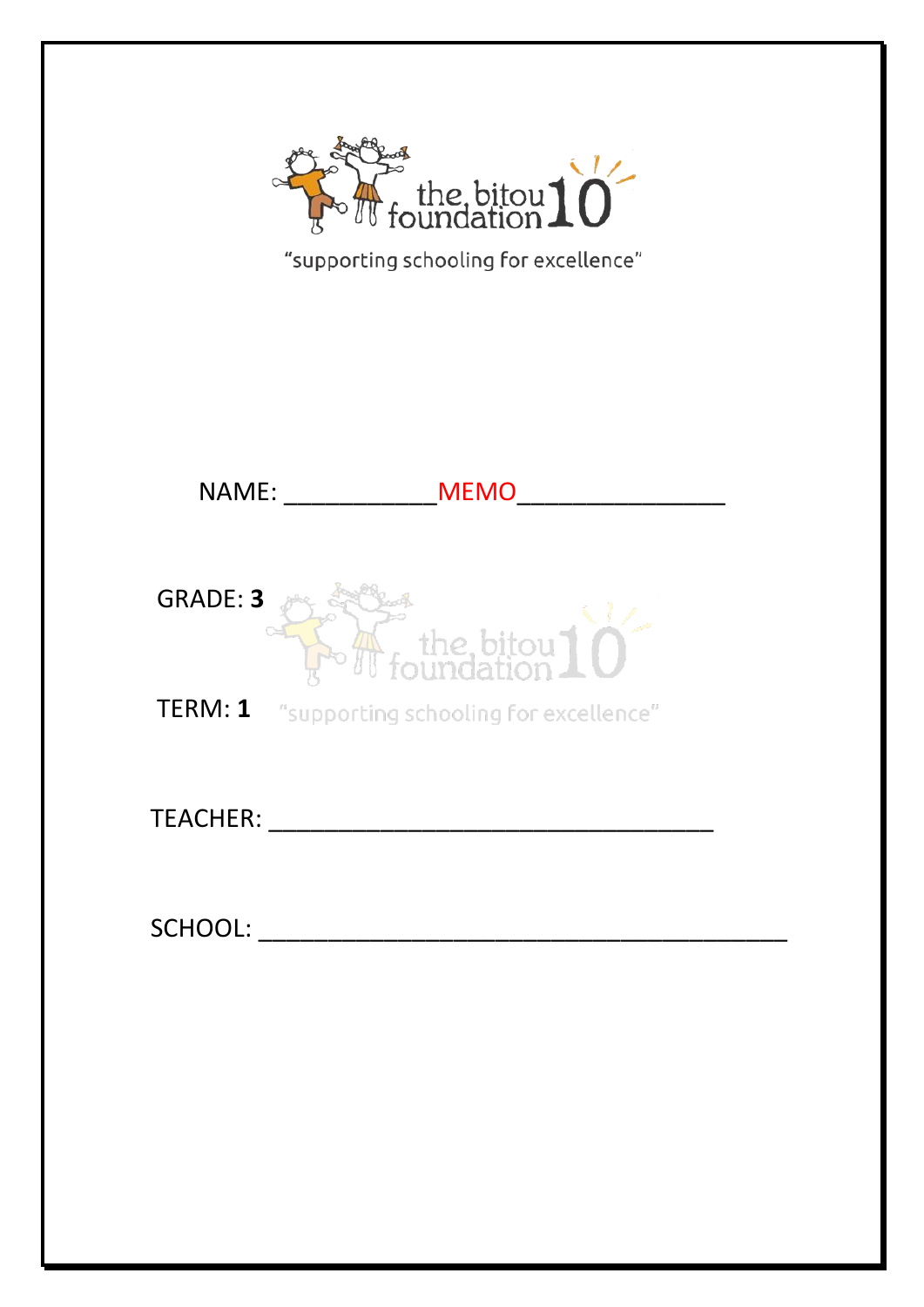the bitou foundation 10

"supporting schooling for excellence"

NAME: ___________MEMO_______________

GRADE: **3**

TERM: **1**

TEACHER: _________________________________

SCHOOL: ________________________________________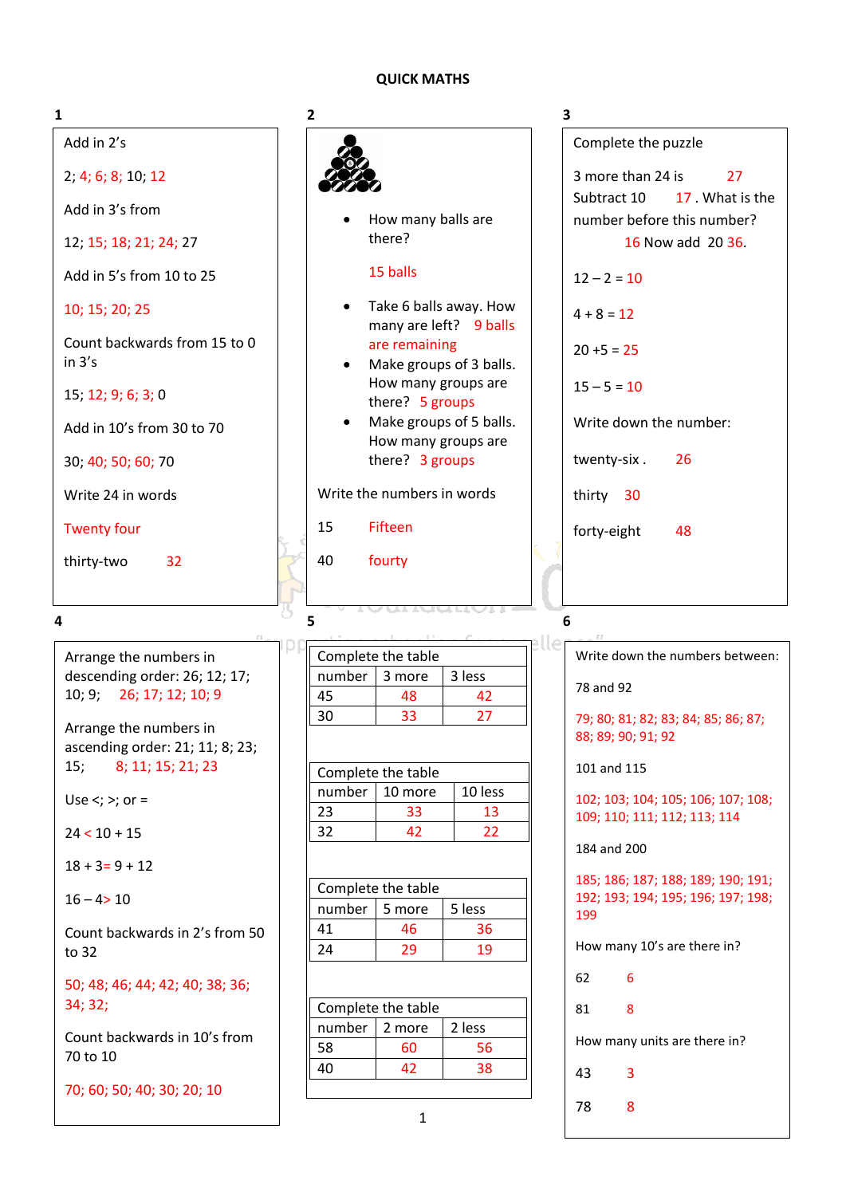# QUICK MATHS

## 1

Add in 2's

2; 4; 6; 8; 10; 12

Add in 3's from

12; 15; 18; 21; 24; 27

Add in 5's from 10 to 25

10; 15; 20; 25

Count backwards from 15 to 0 in 3's

15; 12; 9; 6; 3; 0

Add in 10's from 30 to 70

30; 40; 50; 60; 70

Write 24 in words

Twenty four

thirty-two 32

## 2

- How many balls are there?

  15 balls

- Take 6 balls away. How many are left? 9 balls are remaining
- Make groups of 3 balls. How many groups are there? 5 groups
- Make groups of 5 balls. How many groups are there? 3 groups

Write the numbers in words

15 Fifteen

40 fourty

## 3

Complete the puzzle

3 more than 24 is 27

Subtract 10 17 . What is the number before this number?

16 Now add 20 36.

12 – 2 = 10

4 + 8 = 12

20 +5 = 25

15 – 5 = 10

Write down the number:

twenty-six . 26

thirty 30

forty-eight 48

## 4

Arrange the numbers in descending order: 26; 12; 17; 10; 9; 26; 17; 12; 10; 9

Arrange the numbers in ascending order: 21; 11; 8; 23; 15; 8; 11; 15; 21; 23

Use <; >; or =

24 < 10 + 15

18 + 3= 9 + 12

16 – 4> 10

Count backwards in 2's from 50 to 32

50; 48; 46; 44; 42; 40; 38; 36; 34; 32;

Count backwards in 10's from 70 to 10

70; 60; 50; 40; 30; 20; 10

## 5

Complete the table

| number | 3 more | 3 less |
|---|---|---|
| 45 | 48 | 42 |
| 30 | 33 | 27 |

Complete the table

| number | 10 more | 10 less |
|---|---|---|
| 23 | 33 | 13 |
| 32 | 42 | 22 |

Complete the table

| number | 5 more | 5 less |
|---|---|---|
| 41 | 46 | 36 |
| 24 | 29 | 19 |

Complete the table

| number | 2 more | 2 less |
|---|---|---|
| 58 | 60 | 56 |
| 40 | 42 | 38 |

## 6

Write down the numbers between:

78 and 92

79; 80; 81; 82; 83; 84; 85; 86; 87; 88; 89; 90; 91; 92

101 and 115

102; 103; 104; 105; 106; 107; 108; 109; 110; 111; 112; 113; 114

184 and 200

185; 186; 187; 188; 189; 190; 191; 192; 193; 194; 195; 196; 197; 198; 199

How many 10's are there in?

62 6

81 8

How many units are there in?

43 3

78 8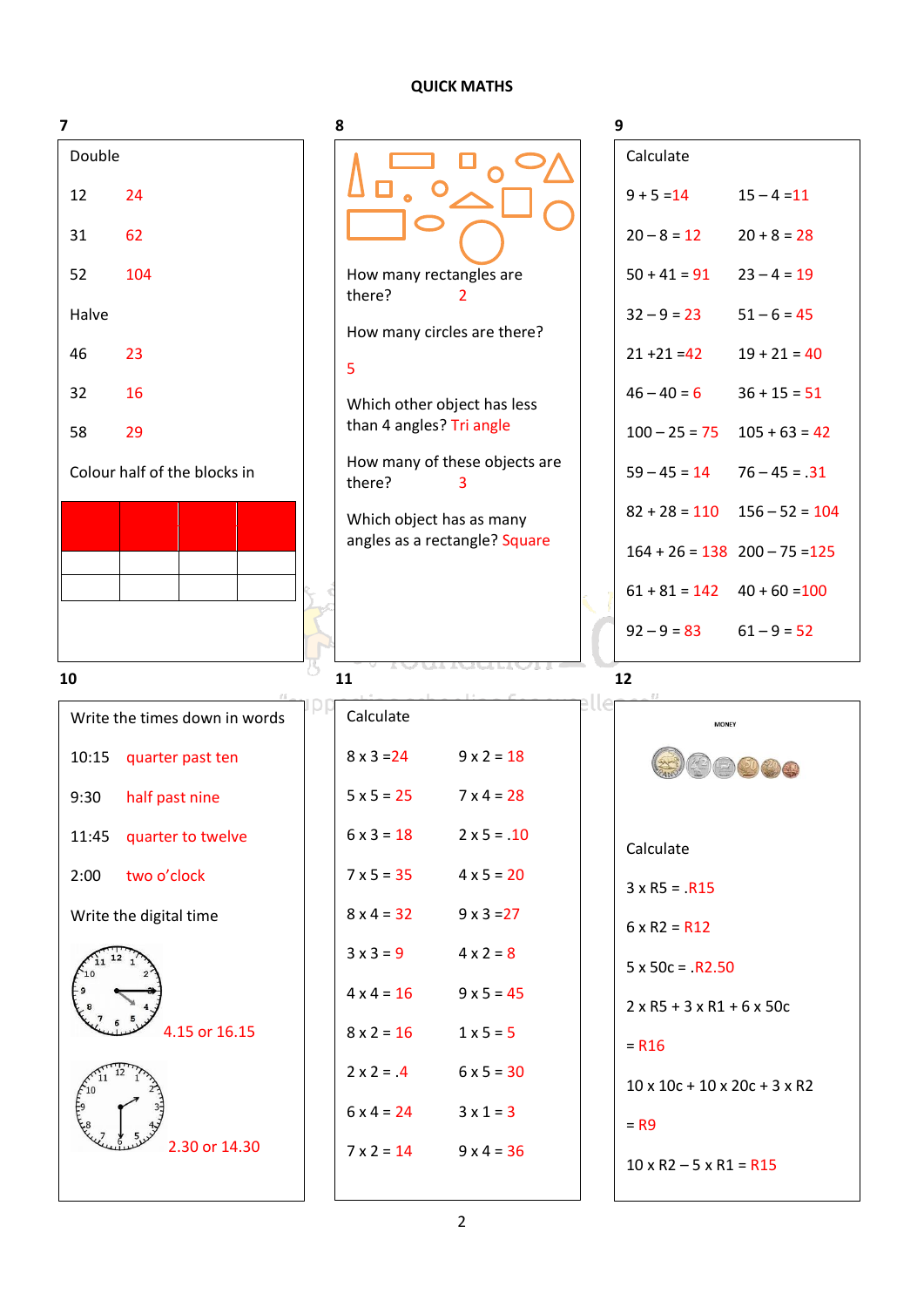# QUICK MATHS

## 7

Double

12 24

31 62

52 104

Halve

46 23

32 16

58 29

Colour half of the blocks in

## 8

How many rectangles are there? 2

How many circles are there?

5

Which other object has less than 4 angles? Tri angle

How many of these objects are there? 3

Which object has as many angles as a rectangle? Square

## 9

Calculate

| | |
|---|---|
| 9 + 5 =14 | 15 – 4 =11 |
| 20 – 8 = 12 | 20 + 8 = 28 |
| 50 + 41 = 91 | 23 – 4 = 19 |
| 32 – 9 = 23 | 51 – 6 = 45 |
| 21 +21 =42 | 19 + 21 = 40 |
| 46 – 40 = 6 | 36 + 15 = 51 |
| 100 – 25 = 75 | 105 + 63 = 42 |
| 59 – 45 = 14 | 76 – 45 = .31 |
| 82 + 28 = 110 | 156 – 52 = 104 |
| 164 + 26 = 138 | 200 – 75 =125 |
| 61 + 81 = 142 | 40 + 60 =100 |
| 92 – 9 = 83 | 61 – 9 = 52 |

## 10

Write the times down in words

10:15 quarter past ten

9:30 half past nine

11:45 quarter to twelve

2:00 two o'clock

Write the digital time

4.15 or 16.15

2.30 or 14.30

## 11

Calculate

| | |
|---|---|
| 8 x 3 =24 | 9 x 2 = 18 |
| 5 x 5 = 25 | 7 x 4 = 28 |
| 6 x 3 = 18 | 2 x 5 = .10 |
| 7 x 5 = 35 | 4 x 5 = 20 |
| 8 x 4 = 32 | 9 x 3 =27 |
| 3 x 3 = 9 | 4 x 2 = 8 |
| 4 x 4 = 16 | 9 x 5 = 45 |
| 8 x 2 = 16 | 1 x 5 = 5 |
| 2 x 2 = .4 | 6 x 5 = 30 |
| 6 x 4 = 24 | 3 x 1 = 3 |
| 7 x 2 = 14 | 9 x 4 = 36 |

## 12

MONEY

Calculate

3 x R5 = .R15

6 x R2 = R12

5 x 50c = .R2.50

2 x R5 + 3 x R1 + 6 x 50c

= R16

10 x 10c + 10 x 20c + 3 x R2

= R9

10 x R2 – 5 x R1 = R15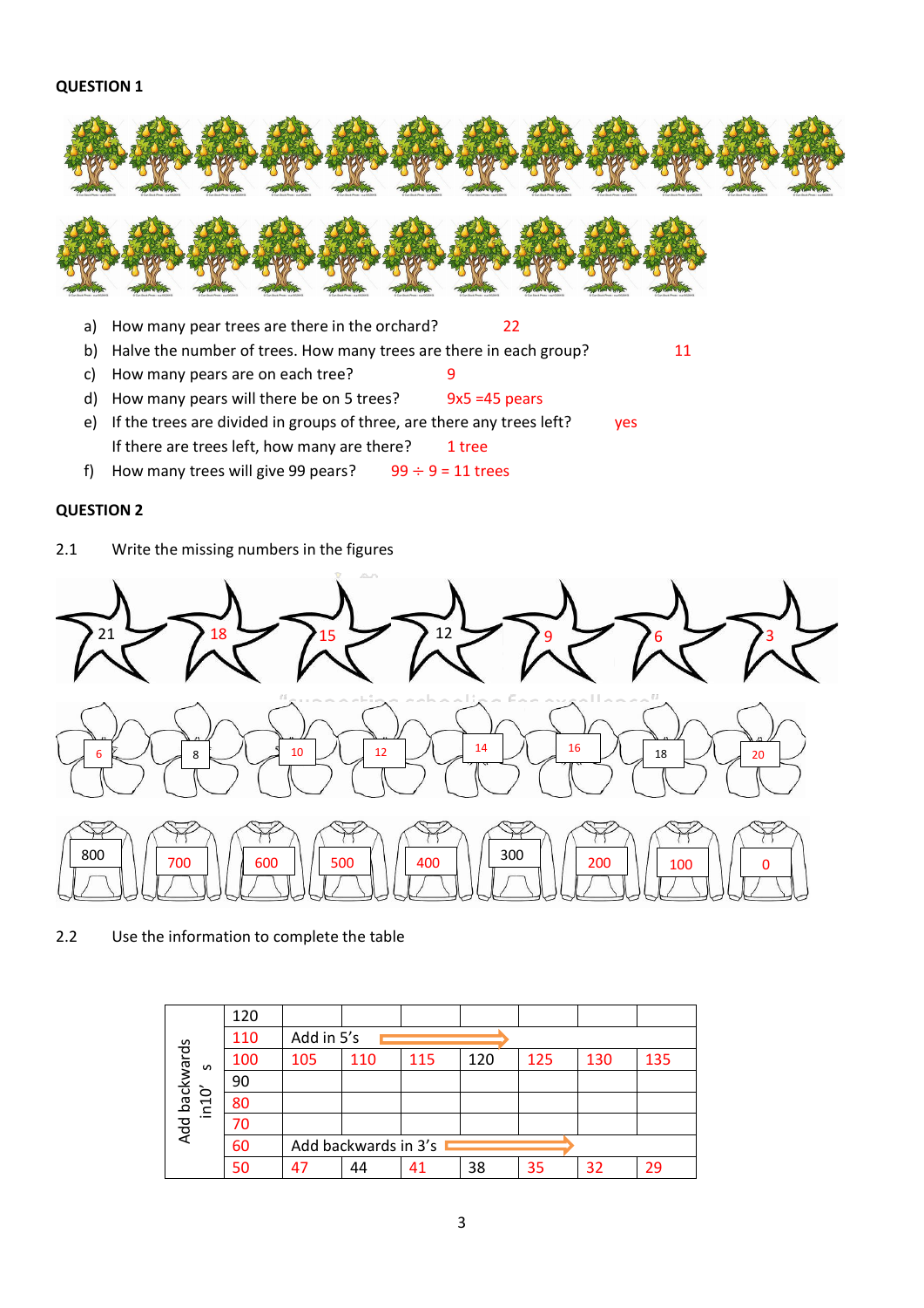**QUESTION 1**

a) How many pear trees are there in the orchard? 22

b) Halve the number of trees. How many trees are there in each group? 11

c) How many pears are on each tree? 9

d) How many pears will there be on 5 trees? 9x5 =45 pears

e) If the trees are divided in groups of three, are there any trees left? yes

If there are trees left, how many are there? 1 tree

f) How many trees will give 99 pears? 99 ÷ 9 = 11 trees

**QUESTION 2**

2.1 Write the missing numbers in the figures

21 18 15 12 9 6 3

6 8 10 12 14 16 18 20

800 700 600 500 400 300 200 100 0

2.2 Use the information to complete the table

| Add backwards in10' s | 120 | | | | | | | |
|---|---|---|---|---|---|---|---|---|
| | 110 | Add in 5's | | | | | | |
| | 100 | 105 | 110 | 115 | 120 | 125 | 130 | 135 |
| | 90 | | | | | | | |
| | 80 | | | | | | | |
| | 70 | | | | | | | |
| | 60 | Add backwards in 3's | | | | | | |
| | 50 | 47 | 44 | 41 | 38 | 35 | 32 | 29 |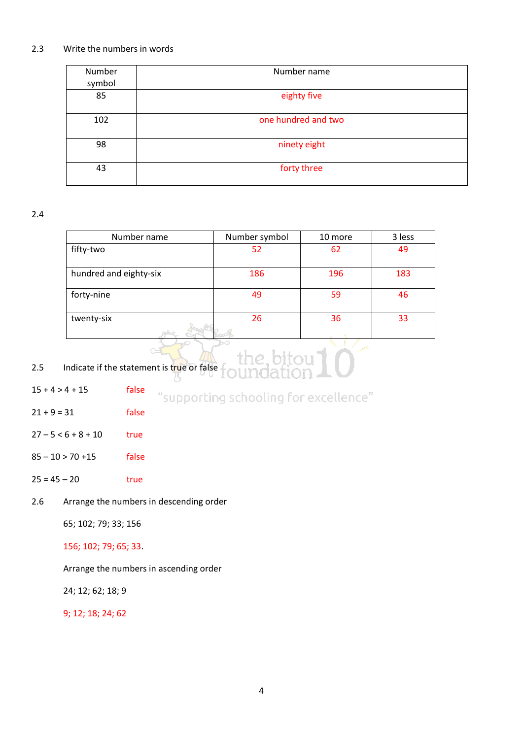2.3 Write the numbers in words

| Number symbol | Number name |
| --- | --- |
| 85 | eighty five |
| 102 | one hundred and two |
| 98 | ninety eight |
| 43 | forty three |

2.4

| Number name | Number symbol | 10 more | 3 less |
| --- | --- | --- | --- |
| fifty-two | 52 | 62 | 49 |
| hundred and eighty-six | 186 | 196 | 183 |
| forty-nine | 49 | 59 | 46 |
| twenty-six | 26 | 36 | 33 |

2.5 Indicate if the statement is true or false

$15 + 4 > 4 + 15$ false

$21 + 9 = 31$ false

$27 – 5 < 6 + 8 + 10$ true

$85 – 10 > 70 + 15$ false

$25 = 45 – 20$ true

2.6 Arrange the numbers in descending order

65; 102; 79; 33; 156

156; 102; 79; 65; 33.

Arrange the numbers in ascending order

24; 12; 62; 18; 9

9; 12; 18; 24; 62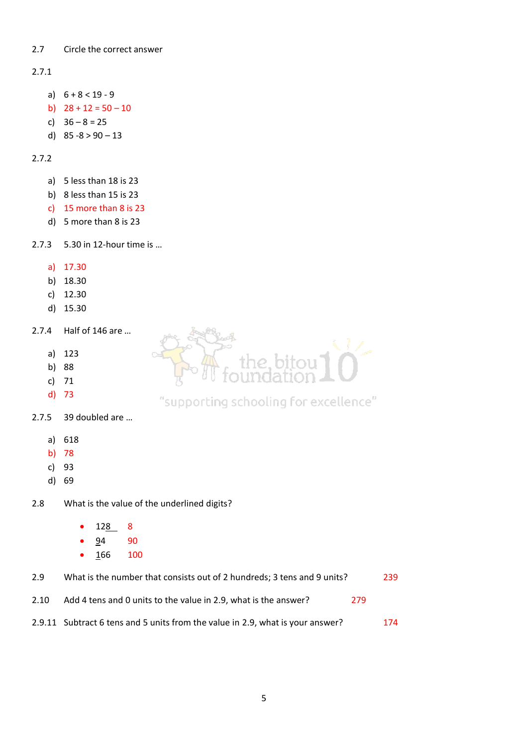2.7 Circle the correct answer

2.7.1

a) 6 + 8 < 19 - 9
b) 28 + 12 = 50 – 10
c) 36 – 8 = 25
d) 85 -8 > 90 – 13

2.7.2

a) 5 less than 18 is 23
b) 8 less than 15 is 23
c) 15 more than 8 is 23
d) 5 more than 8 is 23

2.7.3 5.30 in 12-hour time is …

a) 17.30
b) 18.30
c) 12.30
d) 15.30

2.7.4 Half of 146 are …

a) 123
b) 88
c) 71
d) 73

2.7.5 39 doubled are …

a) 618
b) 78
c) 93
d) 69

2.8 What is the value of the underlined digits?

- 12<u>8</u> 8
- <u>9</u>4 90
- <u>1</u>66 100

2.9 What is the number that consists out of 2 hundreds; 3 tens and 9 units? 239

2.10 Add 4 tens and 0 units to the value in 2.9, what is the answer? 279

2.9.11 Subtract 6 tens and 5 units from the value in 2.9, what is your answer? 174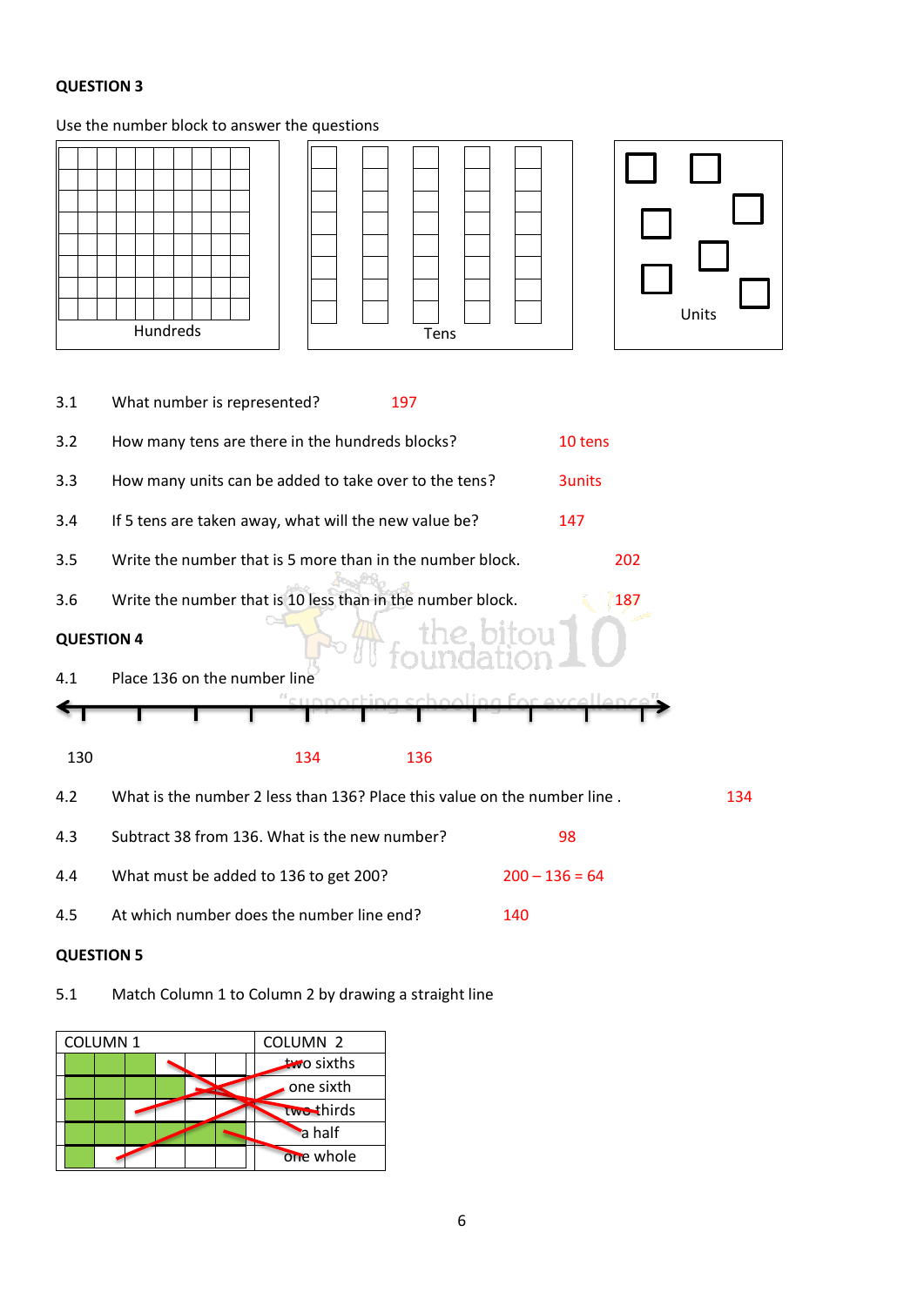**QUESTION 3**

Use the number block to answer the questions

Hundreds        Tens        Units

3.1 What number is represented? 197

3.2 How many tens are there in the hundreds blocks? 10 tens

3.3 How many units can be added to take over to the tens? 3units

3.4 If 5 tens are taken away, what will the new value be? 147

3.5 Write the number that is 5 more than in the number block. 202

3.6 Write the number that is 10 less than in the number block. 187

**QUESTION 4**

4.1 Place 136 on the number line

130        134        136

4.2 What is the number 2 less than 136? Place this value on the number line . 134

4.3 Subtract 38 from 136. What is the new number? 98

4.4 What must be added to 136 to get 200? 200 – 136 = 64

4.5 At which number does the number line end? 140

**QUESTION 5**

5.1 Match Column 1 to Column 2 by drawing a straight line

| COLUMN 1 | COLUMN 2 |
|---|---|
| | two sixths |
| | one sixth |
| | two thirds |
| | a half |
| | one whole |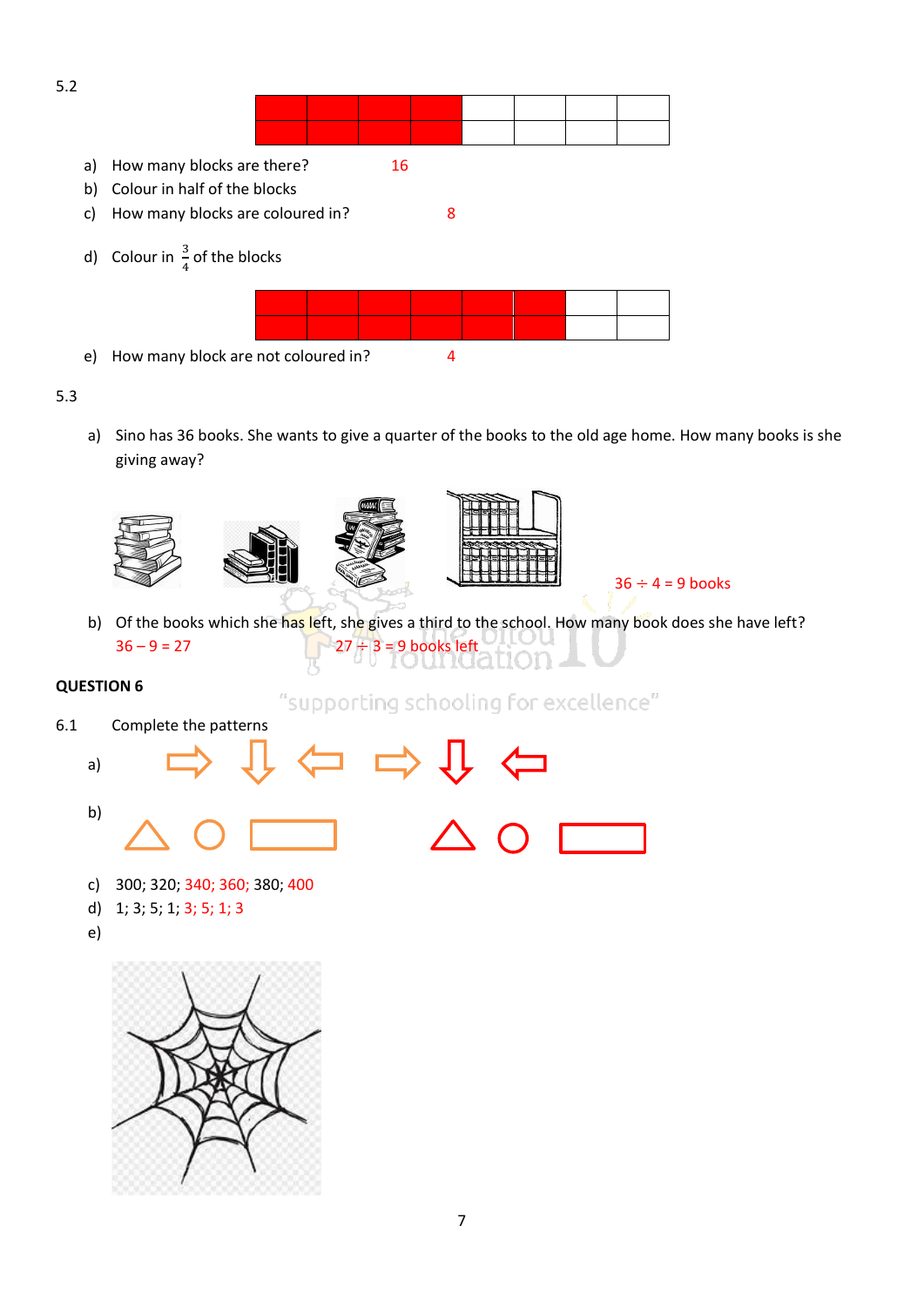5.2

a) How many blocks are there? 16

b) Colour in half of the blocks

c) How many blocks are coloured in? 8

d) Colour in $\frac{3}{4}$ of the blocks

e) How many block are not coloured in? 4

5.3

a) Sino has 36 books. She wants to give a quarter of the books to the old age home. How many books is she giving away?

36 ÷ 4 = 9 books

b) Of the books which she has left, she gives a third to the school. How many book does she have left?

36 – 9 = 27 27 ÷ 3 = 9 books left

**QUESTION 6**

6.1 Complete the patterns

a)

b)

c) 300; 320; 340; 360; 380; 400

d) 1; 3; 5; 1; 3; 5; 1; 3

e)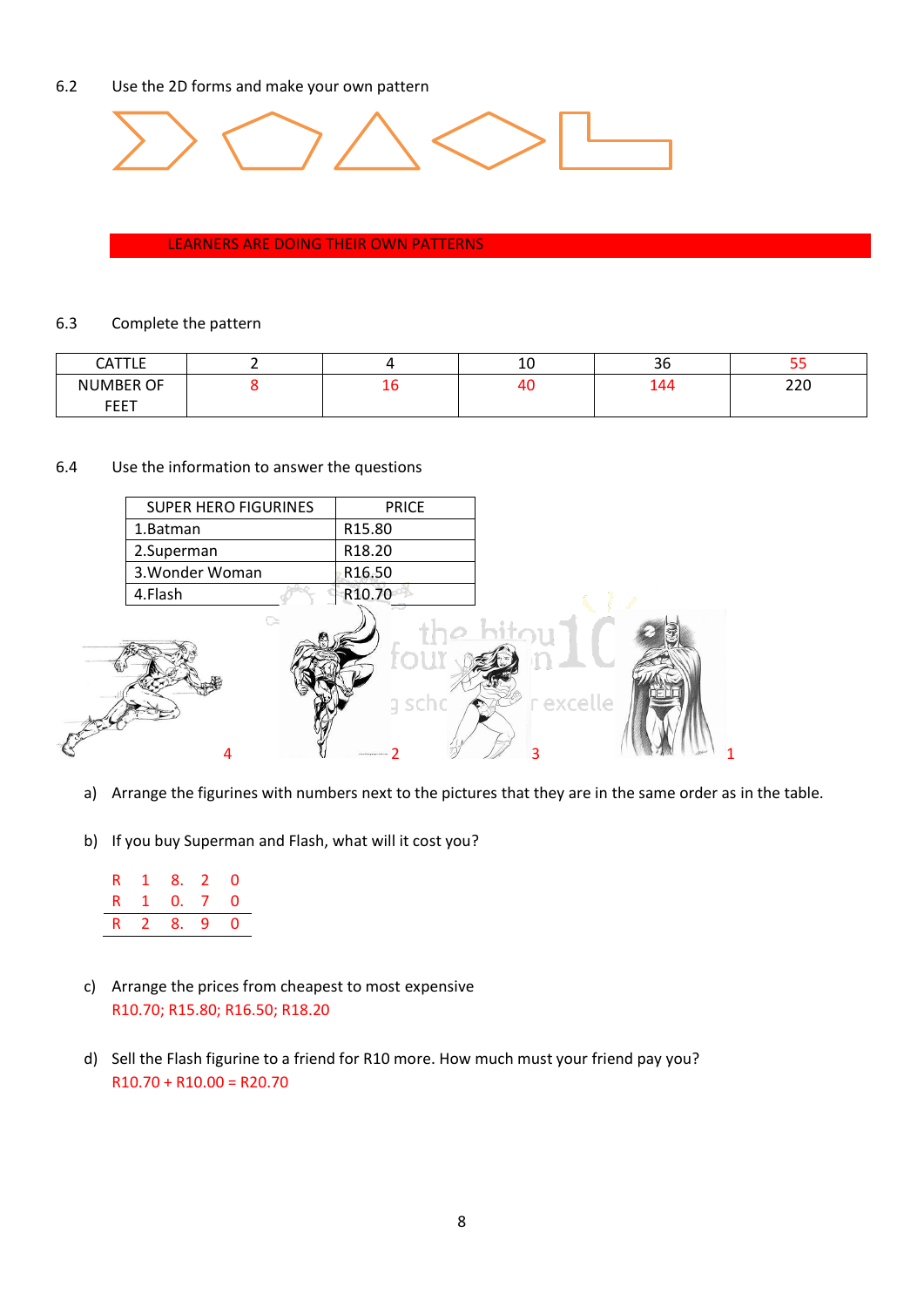6.2 Use the 2D forms and make your own pattern

LEARNERS ARE DOING THEIR OWN PATTERNS

6.3 Complete the pattern

| CATTLE | 2 | 4 | 10 | 36 | 55 |
|---|---|---|---|---|---|
| NUMBER OF FEET | 8 | 16 | 40 | 144 | 220 |

6.4 Use the information to answer the questions

| SUPER HERO FIGURINES | PRICE |
|---|---|
| 1.Batman | R15.80 |
| 2.Superman | R18.20 |
| 3.Wonder Woman | R16.50 |
| 4.Flash | R10.70 |

4 2 3 1

a) Arrange the figurines with numbers next to the pictures that they are in the same order as in the table.

b) If you buy Superman and Flash, what will it cost you?

```
R  1  8.  2  0
R  1  0.  7  0
--------------
R  2  8.  9  0
```

c) Arrange the prices from cheapest to most expensive
R10.70; R15.80; R16.50; R18.20

d) Sell the Flash figurine to a friend for R10 more. How much must your friend pay you?
R10.70 + R10.00 = R20.70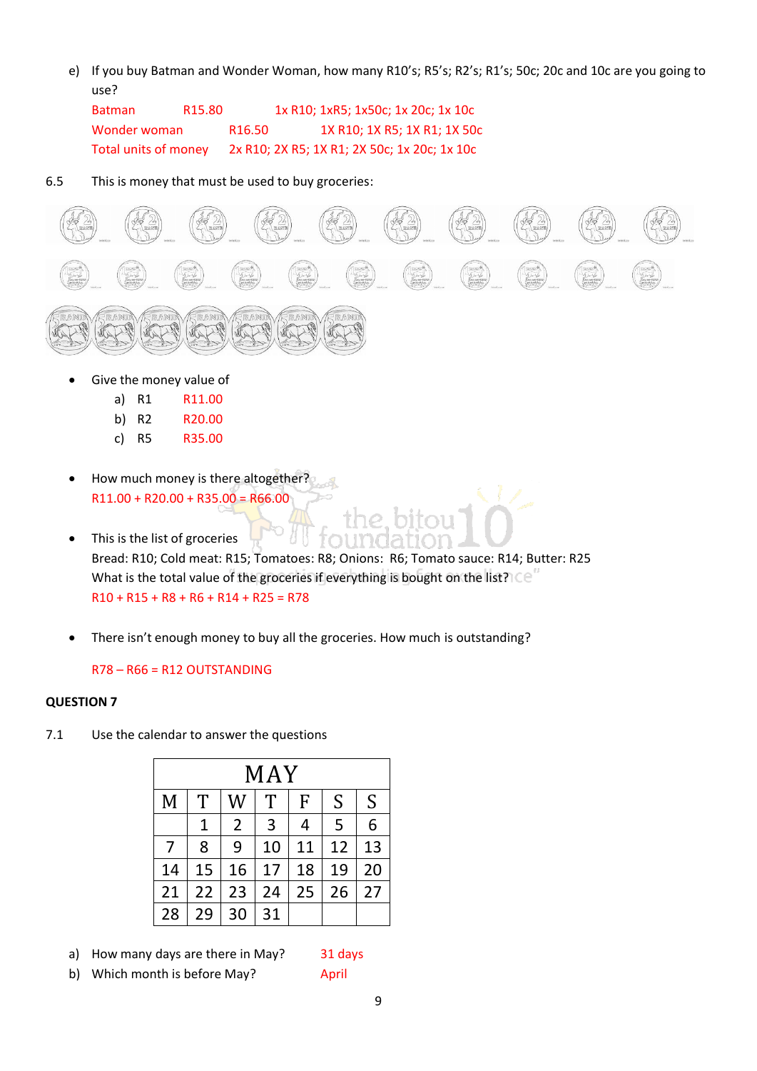e) If you buy Batman and Wonder Woman, how many R10's; R5's; R2's; R1's; 50c; 20c and 10c are you going to use?

| | | |
|---|---|---|
| Batman | R15.80 | 1x R10; 1xR5; 1x50c; 1x 20c; 1x 10c |
| Wonder woman | R16.50 | 1X R10; 1X R5; 1X R1; 1X 50c |
| Total units of money | | 2x R10; 2X R5; 1X R1; 2X 50c; 1x 20c; 1x 10c |

6.5 This is money that must be used to buy groceries:

- Give the money value of
  a) R1 R11.00
  b) R2 R20.00
  c) R5 R35.00

- How much money is there altogether?
  R11.00 + R20.00 + R35.00 = R66.00

- This is the list of groceries
  Bread: R10; Cold meat: R15; Tomatoes: R8; Onions: R6; Tomato sauce: R14; Butter: R25
  What is the total value of the groceries if everything is bought on the list?
  R10 + R15 + R8 + R6 + R14 + R25 = R78

- There isn't enough money to buy all the groceries. How much is outstanding?

  R78 – R66 = R12 OUTSTANDING

**QUESTION 7**

7.1 Use the calendar to answer the questions

| MAY | | | | | | |
|---|---|---|---|---|---|---|
| M | T | W | T | F | S | S |
| | 1 | 2 | 3 | 4 | 5 | 6 |
| 7 | 8 | 9 | 10 | 11 | 12 | 13 |
| 14 | 15 | 16 | 17 | 18 | 19 | 20 |
| 21 | 22 | 23 | 24 | 25 | 26 | 27 |
| 28 | 29 | 30 | 31 | | | |

a) How many days are there in May? 31 days

b) Which month is before May? April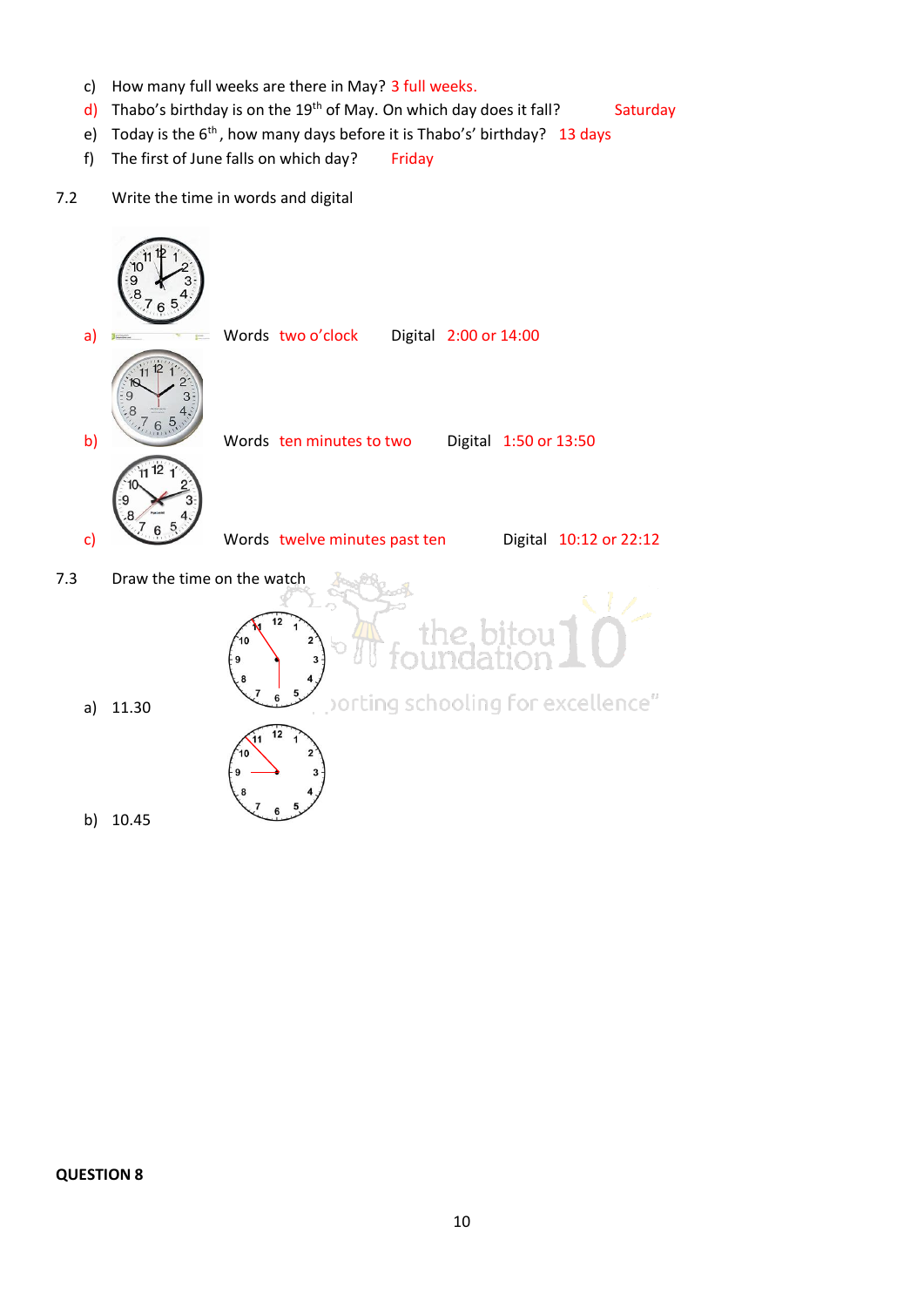c) How many full weeks are there in May? 3 full weeks.

d) Thabo's birthday is on the 19th of May. On which day does it fall? Saturday

e) Today is the 6th, how many days before it is Thabo's' birthday? 13 days

f) The first of June falls on which day? Friday

7.2 Write the time in words and digital

a) Words two o'clock Digital 2:00 or 14:00

b) Words ten minutes to two Digital 1:50 or 13:50

c) Words twelve minutes past ten Digital 10:12 or 22:12

7.3 Draw the time on the watch

a) 11.30

b) 10.45

**QUESTION 8**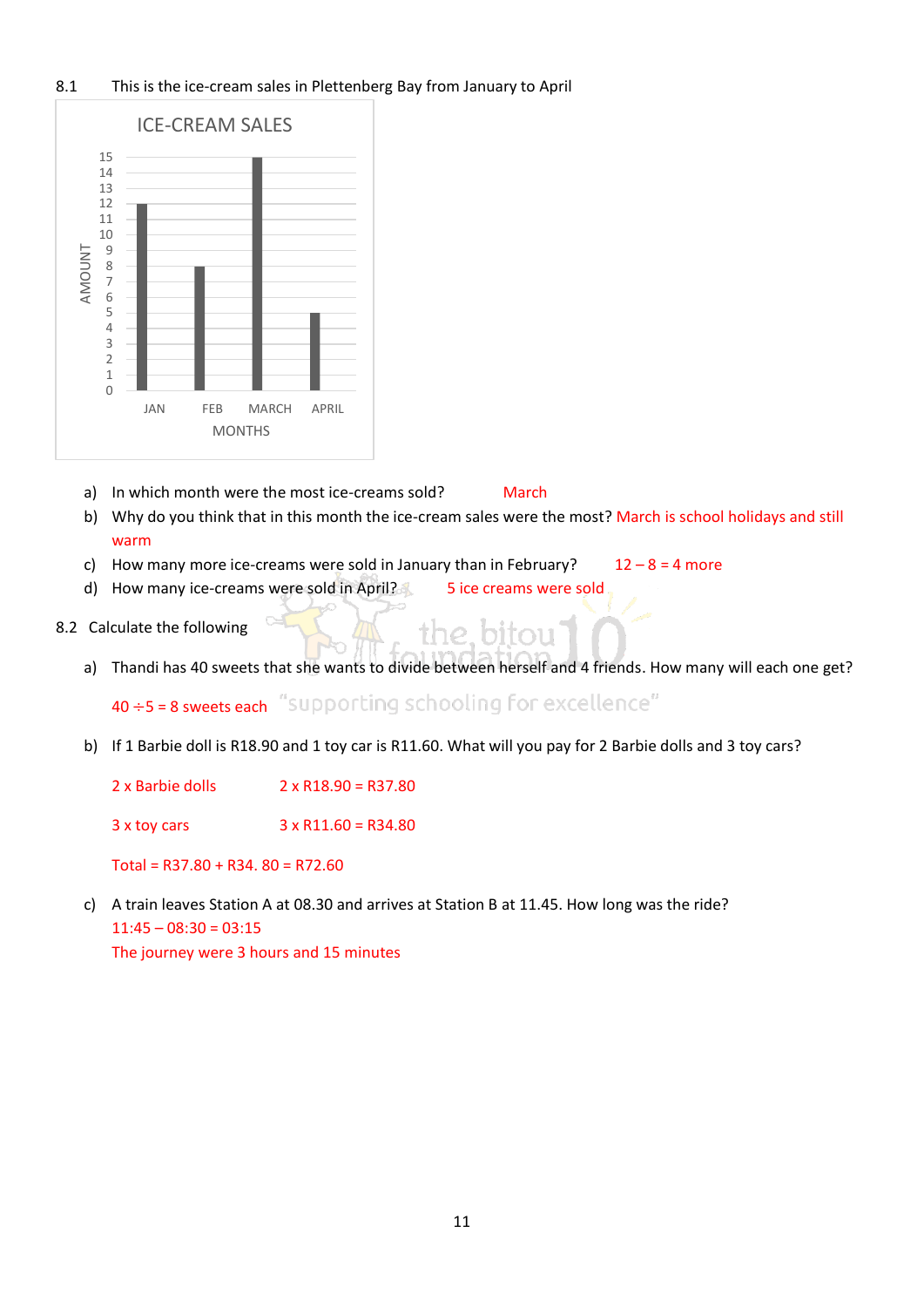8.1 This is the ice-cream sales in Plettenberg Bay from January to April

ICE-CREAM SALES

AMOUNT

15
14
13
12
11
10
9
8
7
6
5
4
3
2
1
0

JAN FEB MARCH APRIL

MONTHS

a) In which month were the most ice-creams sold? March

b) Why do you think that in this month the ice-cream sales were the most? March is school holidays and still warm

c) How many more ice-creams were sold in January than in February? 12 – 8 = 4 more

d) How many ice-creams were sold in April? 5 ice creams were sold

8.2 Calculate the following

a) Thandi has 40 sweets that she wants to divide between herself and 4 friends. How many will each one get?

40 ÷ 5 = 8 sweets each

b) If 1 Barbie doll is R18.90 and 1 toy car is R11.60. What will you pay for 2 Barbie dolls and 3 toy cars?

2 x Barbie dolls 2 x R18.90 = R37.80

3 x toy cars 3 x R11.60 = R34.80

Total = R37.80 + R34. 80 = R72.60

c) A train leaves Station A at 08.30 and arrives at Station B at 11.45. How long was the ride?

11:45 – 08:30 = 03:15

The journey were 3 hours and 15 minutes